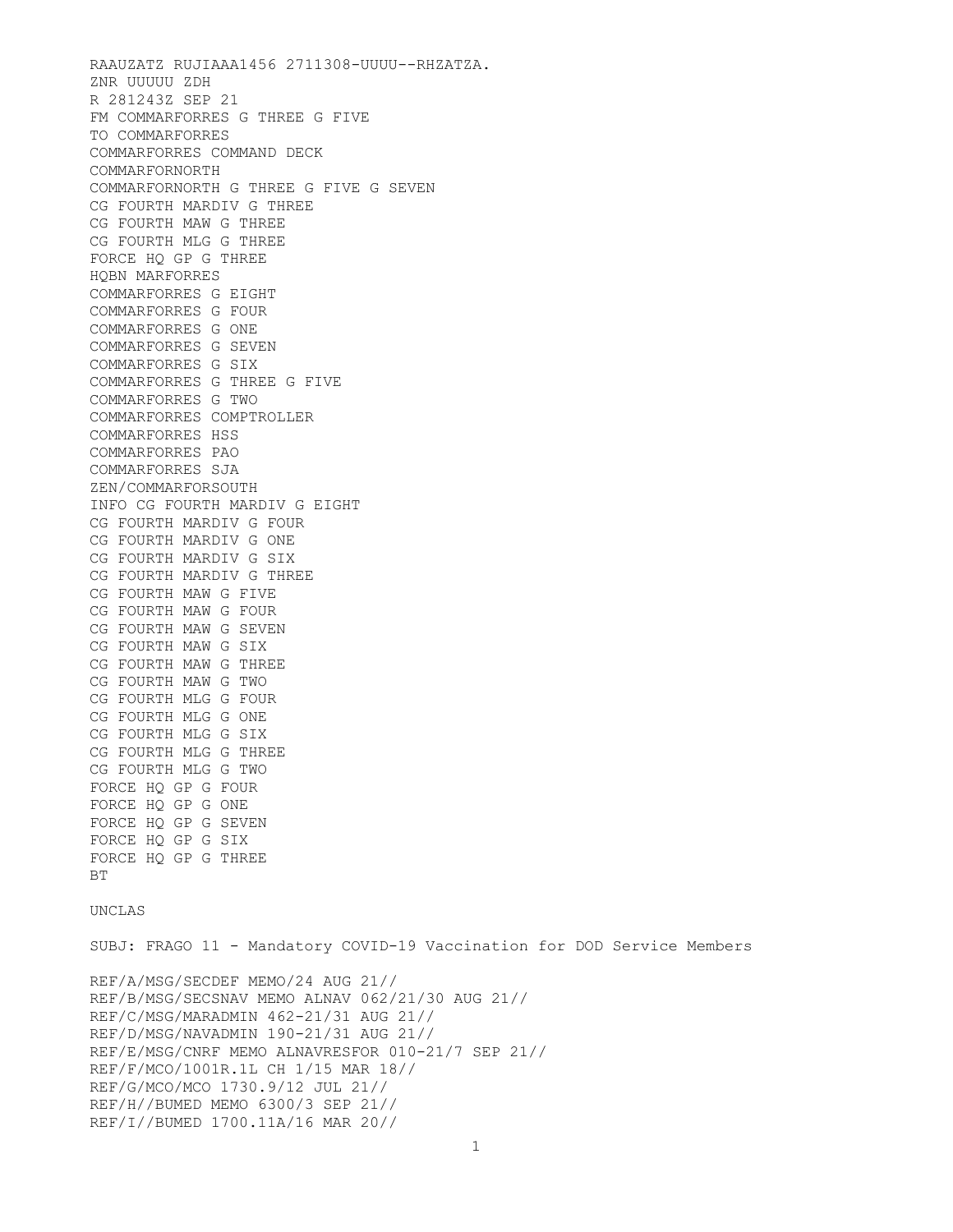RAAUZATZ RUJIAAA1456 2711308-UUUU--RHZATZA.
ZNR UUUUU ZDH
R 281243Z SEP 21
FM COMMARFORRES G THREE G FIVE
TO COMMARFORRES
COMMARFORRES COMMAND DECK
COMMARFORNORTH
COMMARFORNORTH G THREE G FIVE G SEVEN
CG FOURTH MARDIV G THREE
CG FOURTH MAW G THREE
CG FOURTH MLG G THREE
FORCE HQ GP G THREE
HQBN MARFORRES
COMMARFORRES G EIGHT
COMMARFORRES G FOUR
COMMARFORRES G ONE
COMMARFORRES G SEVEN
COMMARFORRES G SIX
COMMARFORRES G THREE G FIVE
COMMARFORRES G TWO
COMMARFORRES COMPTROLLER
COMMARFORRES HSS
COMMARFORRES PAO
COMMARFORRES SJA
ZEN/COMMARFORSOUTH
INFO CG FOURTH MARDIV G EIGHT
CG FOURTH MARDIV G FOUR
CG FOURTH MARDIV G ONE
CG FOURTH MARDIV G SIX
CG FOURTH MARDIV G THREE
CG FOURTH MAW G FIVE
CG FOURTH MAW G FOUR
CG FOURTH MAW G SEVEN
CG FOURTH MAW G SIX
CG FOURTH MAW G THREE
CG FOURTH MAW G TWO
CG FOURTH MLG G FOUR
CG FOURTH MLG G ONE
CG FOURTH MLG G SIX
CG FOURTH MLG G THREE
CG FOURTH MLG G TWO
FORCE HQ GP G FOUR
FORCE HQ GP G ONE
FORCE HQ GP G SEVEN
FORCE HQ GP G SIX
FORCE HQ GP G THREE
BT

UNCLAS

SUBJ: FRAGO 11 - Mandatory COVID-19 Vaccination for DOD Service Members

REF/A/MSG/SECDEF MEMO/24 AUG 21//
REF/B/MSG/SECSNAV MEMO ALNAV 062/21/30 AUG 21//
REF/C/MSG/MARADMIN 462-21/31 AUG 21//
REF/D/MSG/NAVADMIN 190-21/31 AUG 21//
REF/E/MSG/CNRF MEMO ALNAVRESFOR 010-21/7 SEP 21//
REF/F/MCO/1001R.1L CH 1/15 MAR 18//
REF/G/MCO/MCO 1730.9/12 JUL 21//
REF/H//BUMED MEMO 6300/3 SEP 21//
REF/I//BUMED 1700.11A/16 MAR 20//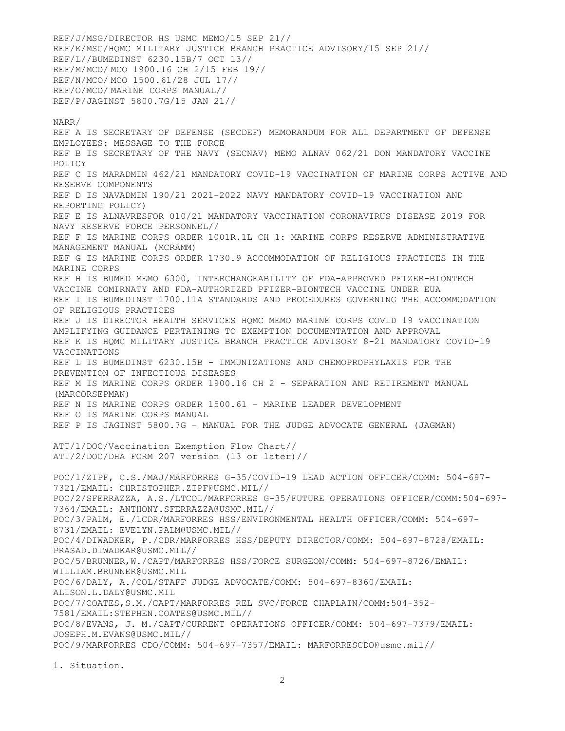REF/J/MSG/DIRECTOR HS USMC MEMO/15 SEP 21//
REF/K/MSG/HQMC MILITARY JUSTICE BRANCH PRACTICE ADVISORY/15 SEP 21//
REF/L//BUMEDINST 6230.15B/7 OCT 13//
REF/M/MCO/ MCO 1900.16 CH 2/15 FEB 19//
REF/N/MCO/ MCO 1500.61/28 JUL 17//
REF/O/MCO/ MARINE CORPS MANUAL//
REF/P/JAGINST 5800.7G/15 JAN 21//

NARR/
REF A IS SECRETARY OF DEFENSE (SECDEF) MEMORANDUM FOR ALL DEPARTMENT OF DEFENSE EMPLOYEES: MESSAGE TO THE FORCE
REF B IS SECRETARY OF THE NAVY (SECNAV) MEMO ALNAV 062/21 DON MANDATORY VACCINE POLICY
REF C IS MARADMIN 462/21 MANDATORY COVID-19 VACCINATION OF MARINE CORPS ACTIVE AND RESERVE COMPONENTS
REF D IS NAVADMIN 190/21 2021-2022 NAVY MANDATORY COVID-19 VACCINATION AND REPORTING POLICY)
REF E IS ALNAVRESFOR 010/21 MANDATORY VACCINATION CORONAVIRUS DISEASE 2019 FOR NAVY RESERVE FORCE PERSONNEL//
REF F IS MARINE CORPS ORDER 1001R.1L CH 1: MARINE CORPS RESERVE ADMINISTRATIVE MANAGEMENT MANUAL (MCRAMM)
REF G IS MARINE CORPS ORDER 1730.9 ACCOMMODATION OF RELIGIOUS PRACTICES IN THE MARINE CORPS
REF H IS BUMED MEMO 6300, INTERCHANGEABILITY OF FDA-APPROVED PFIZER-BIONTECH VACCINE COMIRNATY AND FDA-AUTHORIZED PFIZER-BIONTECH VACCINE UNDER EUA
REF I IS BUMEDINST 1700.11A STANDARDS AND PROCEDURES GOVERNING THE ACCOMMODATION OF RELIGIOUS PRACTICES
REF J IS DIRECTOR HEALTH SERVICES HQMC MEMO MARINE CORPS COVID 19 VACCINATION AMPLIFYING GUIDANCE PERTAINING TO EXEMPTION DOCUMENTATION AND APPROVAL
REF K IS HQMC MILITARY JUSTICE BRANCH PRACTICE ADVISORY 8-21 MANDATORY COVID-19 VACCINATIONS
REF L IS BUMEDINST 6230.15B - IMMUNIZATIONS AND CHEMOPROPHYLAXIS FOR THE PREVENTION OF INFECTIOUS DISEASES
REF M IS MARINE CORPS ORDER 1900.16 CH 2 - SEPARATION AND RETIREMENT MANUAL (MARCORSEPMAN)
REF N IS MARINE CORPS ORDER 1500.61 – MARINE LEADER DEVELOPMENT
REF O IS MARINE CORPS MANUAL
REF P IS JAGINST 5800.7G – MANUAL FOR THE JUDGE ADVOCATE GENERAL (JAGMAN)

ATT/1/DOC/Vaccination Exemption Flow Chart//
ATT/2/DOC/DHA FORM 207 version (13 or later)//

POC/1/ZIPF, C.S./MAJ/MARFORRES G-35/COVID-19 LEAD ACTION OFFICER/COMM: 504-697-7321/EMAIL: CHRISTOPHER.ZIPF@USMC.MIL//
POC/2/SFERRAZZA, A.S./LTCOL/MARFORRES G-35/FUTURE OPERATIONS OFFICER/COMM:504-697-7364/EMAIL: ANTHONY.SFERRAZZA@USMC.MIL//
POC/3/PALM, E./LCDR/MARFORRES HSS/ENVIRONMENTAL HEALTH OFFICER/COMM: 504-697-8731/EMAIL: EVELYN.PALM@USMC.MIL//
POC/4/DIWADKER, P./CDR/MARFORRES HSS/DEPUTY DIRECTOR/COMM: 504-697-8728/EMAIL: PRASAD.DIWADKAR@USMC.MIL//
POC/5/BRUNNER,W./CAPT/MARFORRES HSS/FORCE SURGEON/COMM: 504-697-8726/EMAIL: WILLIAM.BRUNNER@USMC.MIL
POC/6/DALY, A./COL/STAFF JUDGE ADVOCATE/COMM: 504-697-8360/EMAIL: ALISON.L.DALY@USMC.MIL
POC/7/COATES,S.M./CAPT/MARFORRES REL SVC/FORCE CHAPLAIN/COMM:504-352-7581/EMAIL:STEPHEN.COATES@USMC.MIL//
POC/8/EVANS, J. M./CAPT/CURRENT OPERATIONS OFFICER/COMM: 504-697-7379/EMAIL: JOSEPH.M.EVANS@USMC.MIL//
POC/9/MARFORRES CDO/COMM: 504-697-7357/EMAIL: MARFORRESCDO@usmc.mil//

1. Situation.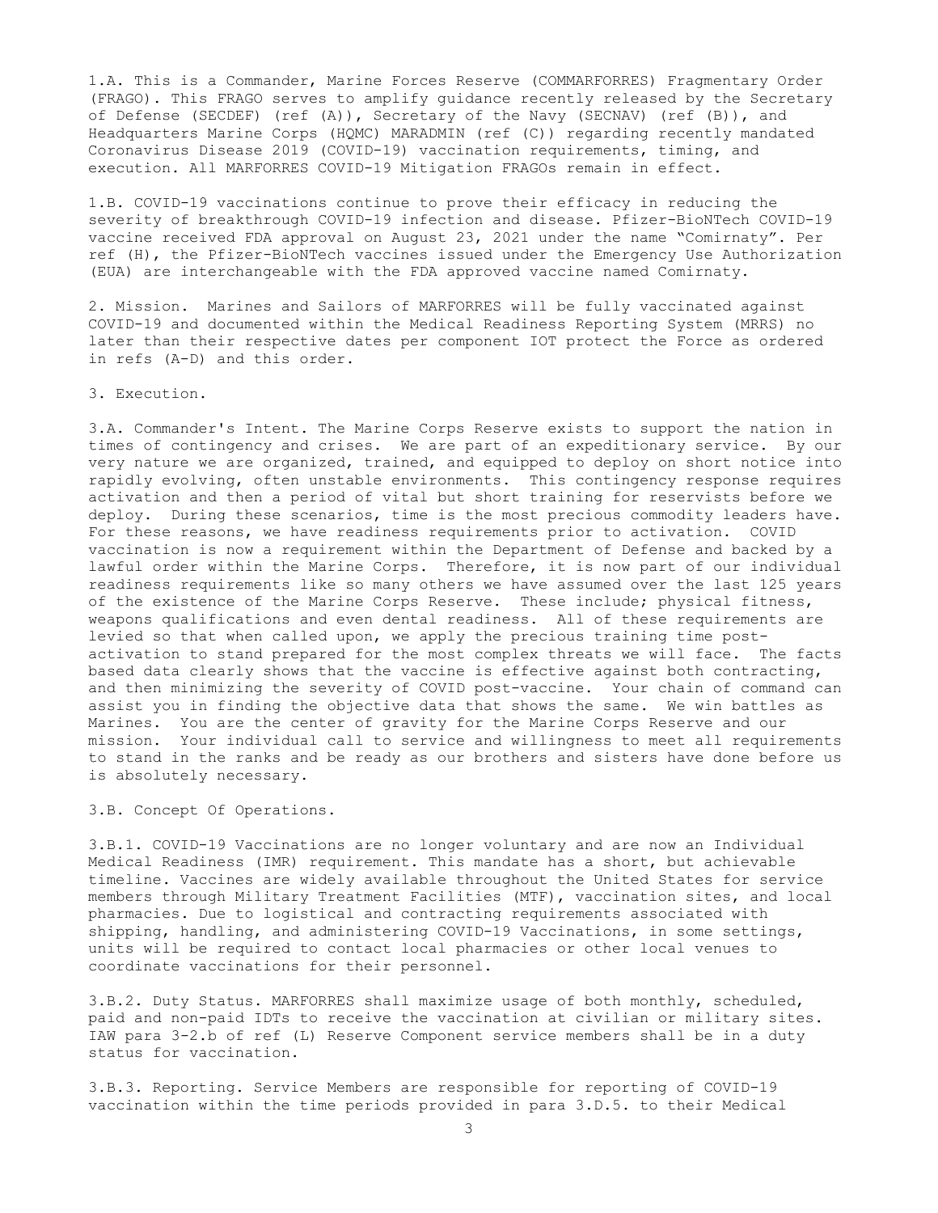1.A. This is a Commander, Marine Forces Reserve (COMMARFORRES) Fragmentary Order (FRAGO). This FRAGO serves to amplify guidance recently released by the Secretary of Defense (SECDEF) (ref (A)), Secretary of the Navy (SECNAV) (ref (B)), and Headquarters Marine Corps (HQMC) MARADMIN (ref (C)) regarding recently mandated Coronavirus Disease 2019 (COVID-19) vaccination requirements, timing, and execution. All MARFORRES COVID-19 Mitigation FRAGOs remain in effect.

1.B. COVID-19 vaccinations continue to prove their efficacy in reducing the severity of breakthrough COVID-19 infection and disease. Pfizer-BioNTech COVID-19 vaccine received FDA approval on August 23, 2021 under the name "Comirnaty". Per ref (H), the Pfizer-BioNTech vaccines issued under the Emergency Use Authorization (EUA) are interchangeable with the FDA approved vaccine named Comirnaty.

2. Mission. Marines and Sailors of MARFORRES will be fully vaccinated against COVID-19 and documented within the Medical Readiness Reporting System (MRRS) no later than their respective dates per component IOT protect the Force as ordered in refs (A-D) and this order.

3. Execution.

3.A. Commander's Intent. The Marine Corps Reserve exists to support the nation in times of contingency and crises. We are part of an expeditionary service. By our very nature we are organized, trained, and equipped to deploy on short notice into rapidly evolving, often unstable environments. This contingency response requires activation and then a period of vital but short training for reservists before we deploy. During these scenarios, time is the most precious commodity leaders have. For these reasons, we have readiness requirements prior to activation. COVID vaccination is now a requirement within the Department of Defense and backed by a lawful order within the Marine Corps. Therefore, it is now part of our individual readiness requirements like so many others we have assumed over the last 125 years of the existence of the Marine Corps Reserve. These include; physical fitness, weapons qualifications and even dental readiness. All of these requirements are levied so that when called upon, we apply the precious training time post-activation to stand prepared for the most complex threats we will face. The facts based data clearly shows that the vaccine is effective against both contracting, and then minimizing the severity of COVID post-vaccine. Your chain of command can assist you in finding the objective data that shows the same. We win battles as Marines. You are the center of gravity for the Marine Corps Reserve and our mission. Your individual call to service and willingness to meet all requirements to stand in the ranks and be ready as our brothers and sisters have done before us is absolutely necessary.

3.B. Concept Of Operations.

3.B.1. COVID-19 Vaccinations are no longer voluntary and are now an Individual Medical Readiness (IMR) requirement. This mandate has a short, but achievable timeline. Vaccines are widely available throughout the United States for service members through Military Treatment Facilities (MTF), vaccination sites, and local pharmacies. Due to logistical and contracting requirements associated with shipping, handling, and administering COVID-19 Vaccinations, in some settings, units will be required to contact local pharmacies or other local venues to coordinate vaccinations for their personnel.

3.B.2. Duty Status. MARFORRES shall maximize usage of both monthly, scheduled, paid and non-paid IDTs to receive the vaccination at civilian or military sites. IAW para 3-2.b of ref (L) Reserve Component service members shall be in a duty status for vaccination.

3.B.3. Reporting. Service Members are responsible for reporting of COVID-19 vaccination within the time periods provided in para 3.D.5. to their Medical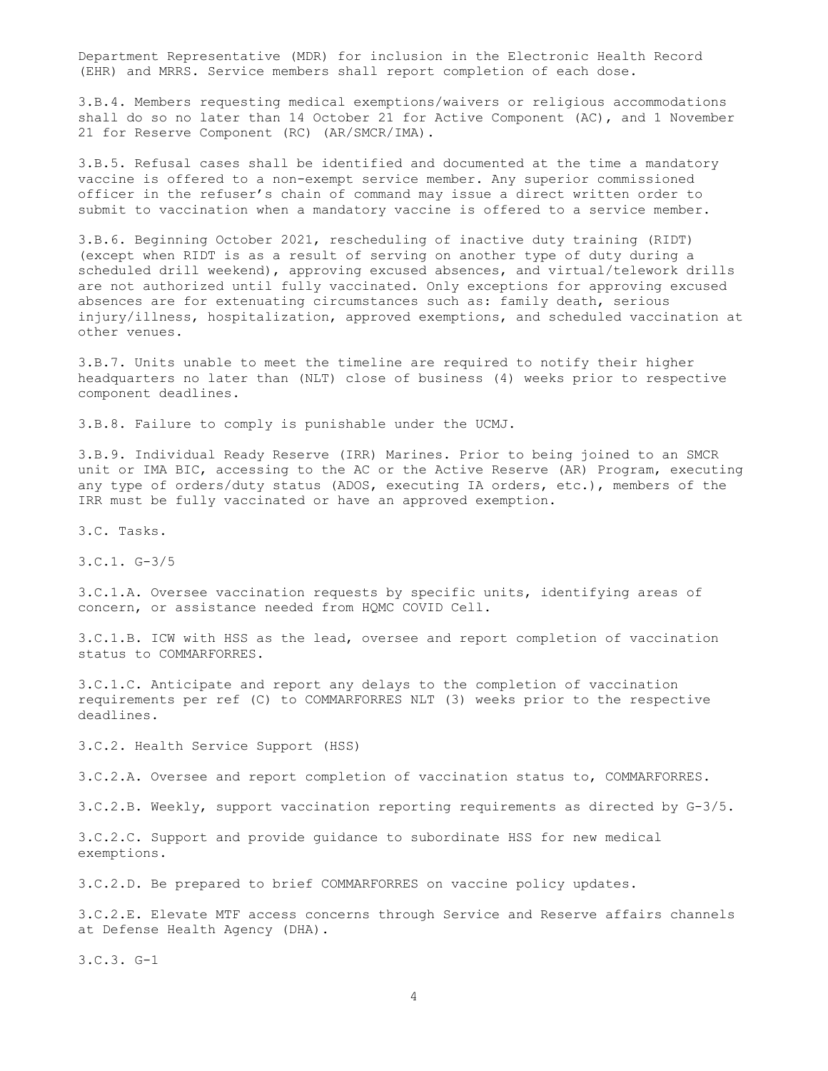Department Representative (MDR) for inclusion in the Electronic Health Record (EHR) and MRRS. Service members shall report completion of each dose.

3.B.4. Members requesting medical exemptions/waivers or religious accommodations shall do so no later than 14 October 21 for Active Component (AC), and 1 November 21 for Reserve Component (RC) (AR/SMCR/IMA).

3.B.5. Refusal cases shall be identified and documented at the time a mandatory vaccine is offered to a non-exempt service member. Any superior commissioned officer in the refuser's chain of command may issue a direct written order to submit to vaccination when a mandatory vaccine is offered to a service member.

3.B.6. Beginning October 2021, rescheduling of inactive duty training (RIDT) (except when RIDT is as a result of serving on another type of duty during a scheduled drill weekend), approving excused absences, and virtual/telework drills are not authorized until fully vaccinated. Only exceptions for approving excused absences are for extenuating circumstances such as: family death, serious injury/illness, hospitalization, approved exemptions, and scheduled vaccination at other venues.

3.B.7. Units unable to meet the timeline are required to notify their higher headquarters no later than (NLT) close of business (4) weeks prior to respective component deadlines.

3.B.8. Failure to comply is punishable under the UCMJ.

3.B.9. Individual Ready Reserve (IRR) Marines. Prior to being joined to an SMCR unit or IMA BIC, accessing to the AC or the Active Reserve (AR) Program, executing any type of orders/duty status (ADOS, executing IA orders, etc.), members of the IRR must be fully vaccinated or have an approved exemption.

3.C. Tasks.

3.C.1. G-3/5

3.C.1.A. Oversee vaccination requests by specific units, identifying areas of concern, or assistance needed from HQMC COVID Cell.

3.C.1.B. ICW with HSS as the lead, oversee and report completion of vaccination status to COMMARFORRES.

3.C.1.C. Anticipate and report any delays to the completion of vaccination requirements per ref (C) to COMMARFORRES NLT (3) weeks prior to the respective deadlines.

3.C.2. Health Service Support (HSS)

3.C.2.A. Oversee and report completion of vaccination status to, COMMARFORRES.

3.C.2.B. Weekly, support vaccination reporting requirements as directed by G-3/5.

3.C.2.C. Support and provide guidance to subordinate HSS for new medical exemptions.

3.C.2.D. Be prepared to brief COMMARFORRES on vaccine policy updates.

3.C.2.E. Elevate MTF access concerns through Service and Reserve affairs channels at Defense Health Agency (DHA).

3.C.3. G-1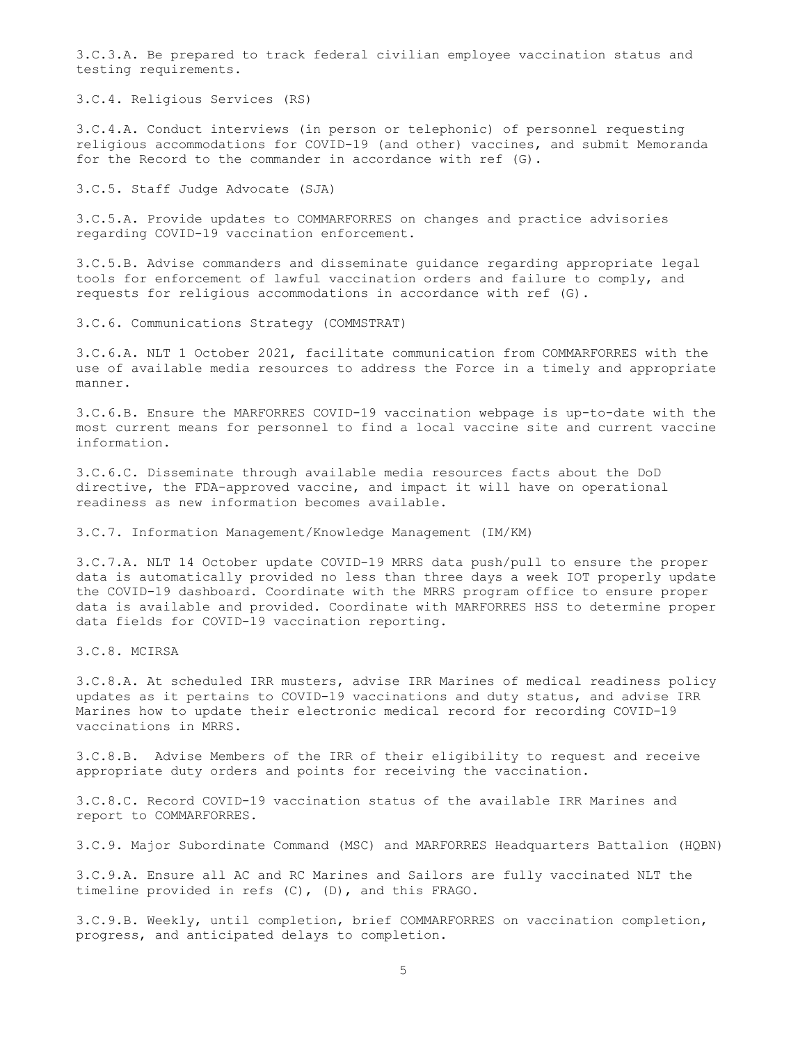3.C.3.A. Be prepared to track federal civilian employee vaccination status and testing requirements.

3.C.4. Religious Services (RS)

3.C.4.A. Conduct interviews (in person or telephonic) of personnel requesting religious accommodations for COVID-19 (and other) vaccines, and submit Memoranda for the Record to the commander in accordance with ref (G).

3.C.5. Staff Judge Advocate (SJA)

3.C.5.A. Provide updates to COMMARFORRES on changes and practice advisories regarding COVID-19 vaccination enforcement.

3.C.5.B. Advise commanders and disseminate guidance regarding appropriate legal tools for enforcement of lawful vaccination orders and failure to comply, and requests for religious accommodations in accordance with ref (G).

3.C.6. Communications Strategy (COMMSTRAT)

3.C.6.A. NLT 1 October 2021, facilitate communication from COMMARFORRES with the use of available media resources to address the Force in a timely and appropriate manner.

3.C.6.B. Ensure the MARFORRES COVID-19 vaccination webpage is up-to-date with the most current means for personnel to find a local vaccine site and current vaccine information.

3.C.6.C. Disseminate through available media resources facts about the DoD directive, the FDA-approved vaccine, and impact it will have on operational readiness as new information becomes available.

3.C.7. Information Management/Knowledge Management (IM/KM)

3.C.7.A. NLT 14 October update COVID-19 MRRS data push/pull to ensure the proper data is automatically provided no less than three days a week IOT properly update the COVID-19 dashboard. Coordinate with the MRRS program office to ensure proper data is available and provided. Coordinate with MARFORRES HSS to determine proper data fields for COVID-19 vaccination reporting.

3.C.8. MCIRSA

3.C.8.A. At scheduled IRR musters, advise IRR Marines of medical readiness policy updates as it pertains to COVID-19 vaccinations and duty status, and advise IRR Marines how to update their electronic medical record for recording COVID-19 vaccinations in MRRS.

3.C.8.B. Advise Members of the IRR of their eligibility to request and receive appropriate duty orders and points for receiving the vaccination.

3.C.8.C. Record COVID-19 vaccination status of the available IRR Marines and report to COMMARFORRES.

3.C.9. Major Subordinate Command (MSC) and MARFORRES Headquarters Battalion (HQBN)

3.C.9.A. Ensure all AC and RC Marines and Sailors are fully vaccinated NLT the timeline provided in refs (C), (D), and this FRAGO.

3.C.9.B. Weekly, until completion, brief COMMARFORRES on vaccination completion, progress, and anticipated delays to completion.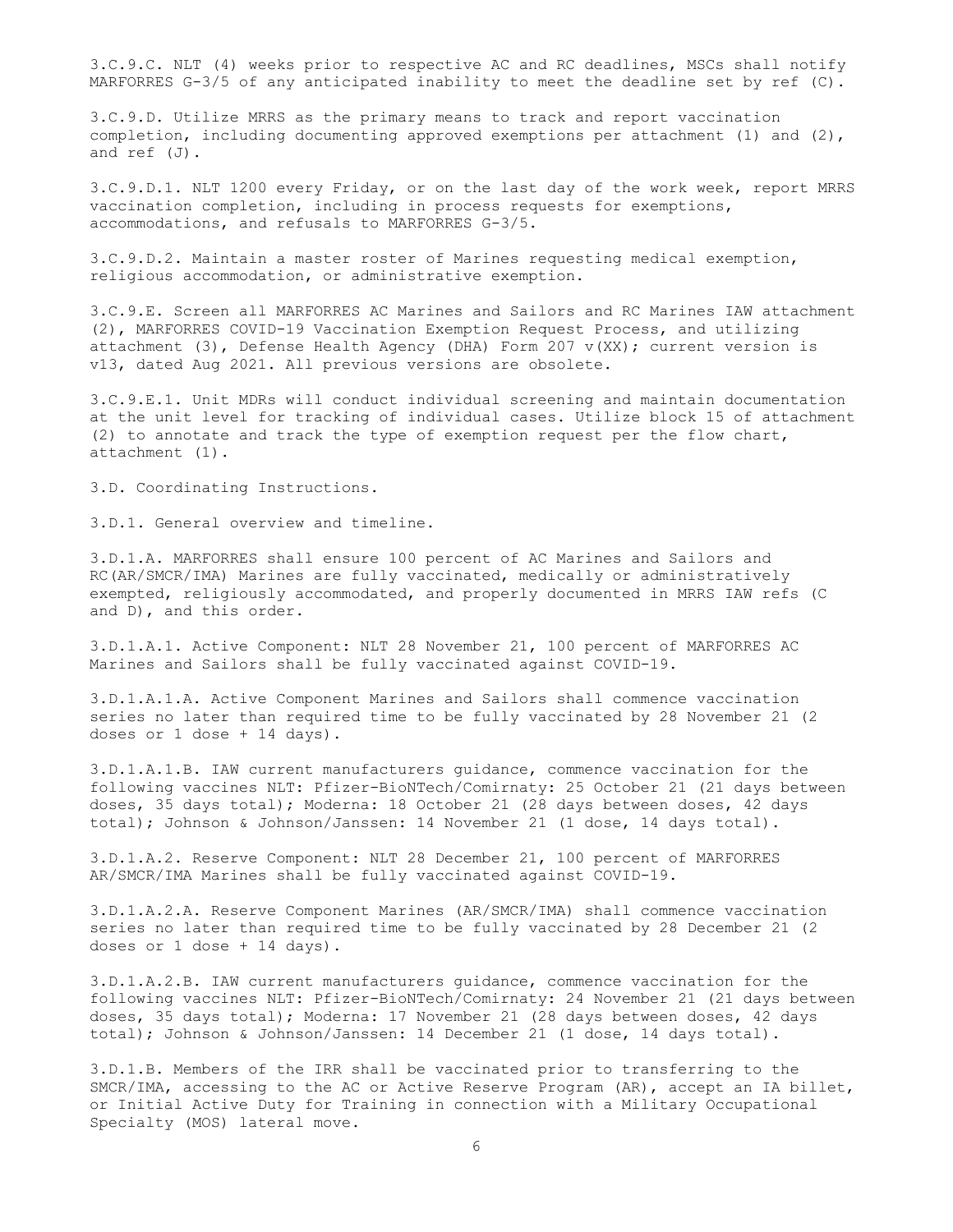3.C.9.C. NLT (4) weeks prior to respective AC and RC deadlines, MSCs shall notify MARFORRES G-3/5 of any anticipated inability to meet the deadline set by ref (C).

3.C.9.D. Utilize MRRS as the primary means to track and report vaccination completion, including documenting approved exemptions per attachment (1) and (2), and ref (J).

3.C.9.D.1. NLT 1200 every Friday, or on the last day of the work week, report MRRS vaccination completion, including in process requests for exemptions, accommodations, and refusals to MARFORRES G-3/5.

3.C.9.D.2. Maintain a master roster of Marines requesting medical exemption, religious accommodation, or administrative exemption.

3.C.9.E. Screen all MARFORRES AC Marines and Sailors and RC Marines IAW attachment (2), MARFORRES COVID-19 Vaccination Exemption Request Process, and utilizing attachment (3), Defense Health Agency (DHA) Form 207 v(XX); current version is v13, dated Aug 2021. All previous versions are obsolete.

3.C.9.E.1. Unit MDRs will conduct individual screening and maintain documentation at the unit level for tracking of individual cases. Utilize block 15 of attachment (2) to annotate and track the type of exemption request per the flow chart, attachment (1).

3.D. Coordinating Instructions.

3.D.1. General overview and timeline.

3.D.1.A. MARFORRES shall ensure 100 percent of AC Marines and Sailors and RC(AR/SMCR/IMA) Marines are fully vaccinated, medically or administratively exempted, religiously accommodated, and properly documented in MRRS IAW refs (C and D), and this order.

3.D.1.A.1. Active Component: NLT 28 November 21, 100 percent of MARFORRES AC Marines and Sailors shall be fully vaccinated against COVID-19.

3.D.1.A.1.A. Active Component Marines and Sailors shall commence vaccination series no later than required time to be fully vaccinated by 28 November 21 (2 doses or 1 dose + 14 days).

3.D.1.A.1.B. IAW current manufacturers guidance, commence vaccination for the following vaccines NLT: Pfizer-BioNTech/Comirnaty: 25 October 21 (21 days between doses, 35 days total); Moderna: 18 October 21 (28 days between doses, 42 days total); Johnson & Johnson/Janssen: 14 November 21 (1 dose, 14 days total).

3.D.1.A.2. Reserve Component: NLT 28 December 21, 100 percent of MARFORRES AR/SMCR/IMA Marines shall be fully vaccinated against COVID-19.

3.D.1.A.2.A. Reserve Component Marines (AR/SMCR/IMA) shall commence vaccination series no later than required time to be fully vaccinated by 28 December 21 (2 doses or 1 dose + 14 days).

3.D.1.A.2.B. IAW current manufacturers guidance, commence vaccination for the following vaccines NLT: Pfizer-BioNTech/Comirnaty: 24 November 21 (21 days between doses, 35 days total); Moderna: 17 November 21 (28 days between doses, 42 days total); Johnson & Johnson/Janssen: 14 December 21 (1 dose, 14 days total).

3.D.1.B. Members of the IRR shall be vaccinated prior to transferring to the SMCR/IMA, accessing to the AC or Active Reserve Program (AR), accept an IA billet, or Initial Active Duty for Training in connection with a Military Occupational Specialty (MOS) lateral move.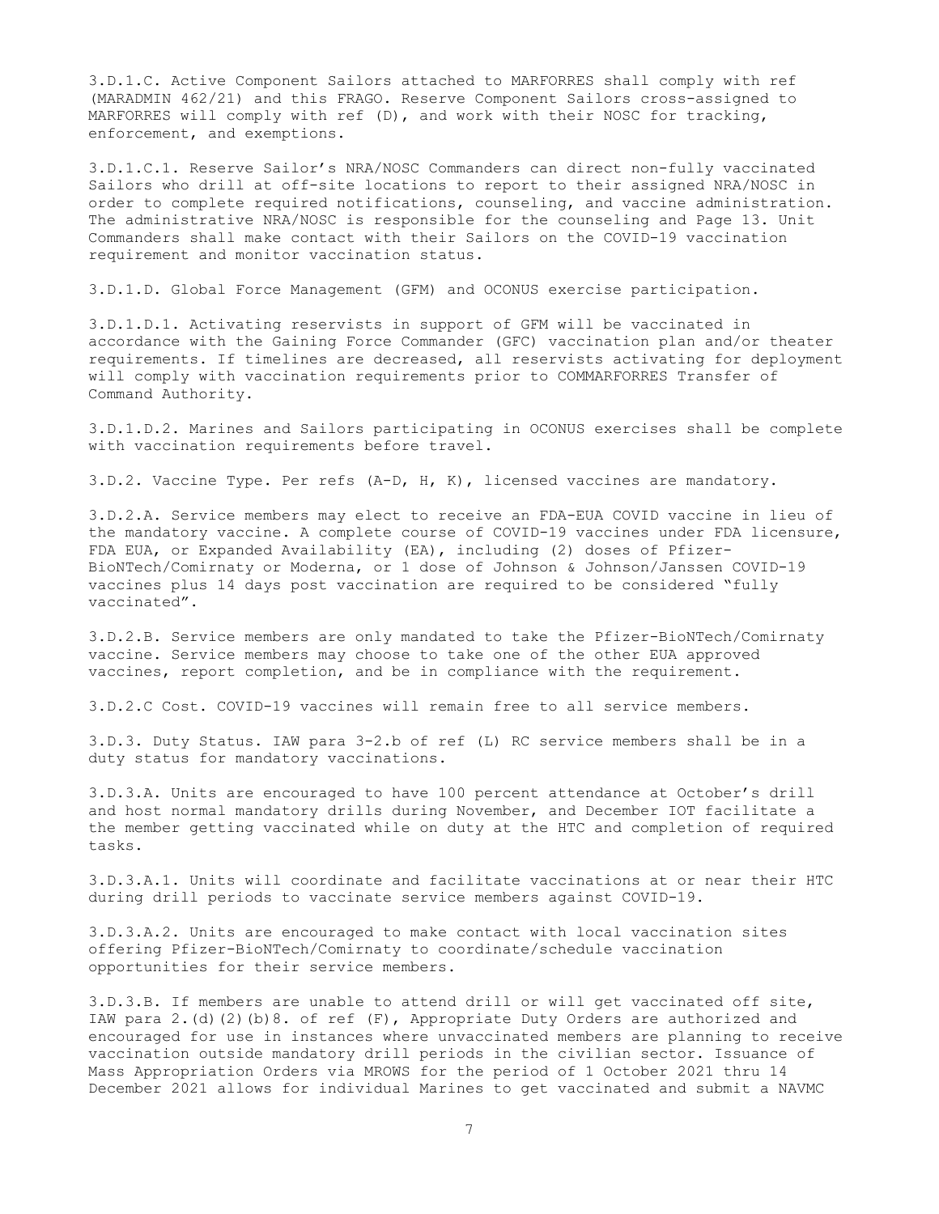3.D.1.C. Active Component Sailors attached to MARFORRES shall comply with ref (MARADMIN 462/21) and this FRAGO. Reserve Component Sailors cross-assigned to MARFORRES will comply with ref (D), and work with their NOSC for tracking, enforcement, and exemptions.

3.D.1.C.1. Reserve Sailor's NRA/NOSC Commanders can direct non-fully vaccinated Sailors who drill at off-site locations to report to their assigned NRA/NOSC in order to complete required notifications, counseling, and vaccine administration. The administrative NRA/NOSC is responsible for the counseling and Page 13. Unit Commanders shall make contact with their Sailors on the COVID-19 vaccination requirement and monitor vaccination status.

3.D.1.D. Global Force Management (GFM) and OCONUS exercise participation.

3.D.1.D.1. Activating reservists in support of GFM will be vaccinated in accordance with the Gaining Force Commander (GFC) vaccination plan and/or theater requirements. If timelines are decreased, all reservists activating for deployment will comply with vaccination requirements prior to COMMARFORRES Transfer of Command Authority.

3.D.1.D.2. Marines and Sailors participating in OCONUS exercises shall be complete with vaccination requirements before travel.

3.D.2. Vaccine Type. Per refs (A-D, H, K), licensed vaccines are mandatory.

3.D.2.A. Service members may elect to receive an FDA-EUA COVID vaccine in lieu of the mandatory vaccine. A complete course of COVID-19 vaccines under FDA licensure, FDA EUA, or Expanded Availability (EA), including (2) doses of Pfizer-BioNTech/Comirnaty or Moderna, or 1 dose of Johnson & Johnson/Janssen COVID-19 vaccines plus 14 days post vaccination are required to be considered "fully vaccinated".

3.D.2.B. Service members are only mandated to take the Pfizer-BioNTech/Comirnaty vaccine. Service members may choose to take one of the other EUA approved vaccines, report completion, and be in compliance with the requirement.

3.D.2.C Cost. COVID-19 vaccines will remain free to all service members.

3.D.3. Duty Status. IAW para 3-2.b of ref (L) RC service members shall be in a duty status for mandatory vaccinations.

3.D.3.A. Units are encouraged to have 100 percent attendance at October's drill and host normal mandatory drills during November, and December IOT facilitate a the member getting vaccinated while on duty at the HTC and completion of required tasks.

3.D.3.A.1. Units will coordinate and facilitate vaccinations at or near their HTC during drill periods to vaccinate service members against COVID-19.

3.D.3.A.2. Units are encouraged to make contact with local vaccination sites offering Pfizer-BioNTech/Comirnaty to coordinate/schedule vaccination opportunities for their service members.

3.D.3.B. If members are unable to attend drill or will get vaccinated off site, IAW para 2.(d)(2)(b)8. of ref (F), Appropriate Duty Orders are authorized and encouraged for use in instances where unvaccinated members are planning to receive vaccination outside mandatory drill periods in the civilian sector. Issuance of Mass Appropriation Orders via MROWS for the period of 1 October 2021 thru 14 December 2021 allows for individual Marines to get vaccinated and submit a NAVMC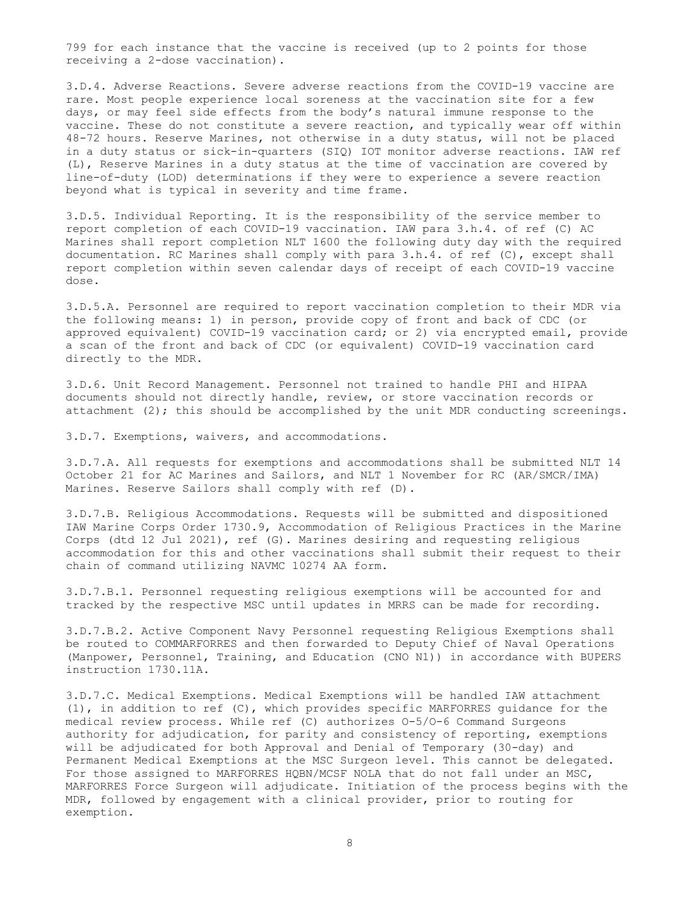799 for each instance that the vaccine is received (up to 2 points for those receiving a 2-dose vaccination).

3.D.4. Adverse Reactions. Severe adverse reactions from the COVID-19 vaccine are rare. Most people experience local soreness at the vaccination site for a few days, or may feel side effects from the body's natural immune response to the vaccine. These do not constitute a severe reaction, and typically wear off within 48-72 hours. Reserve Marines, not otherwise in a duty status, will not be placed in a duty status or sick-in-quarters (SIQ) IOT monitor adverse reactions. IAW ref (L), Reserve Marines in a duty status at the time of vaccination are covered by line-of-duty (LOD) determinations if they were to experience a severe reaction beyond what is typical in severity and time frame.

3.D.5. Individual Reporting. It is the responsibility of the service member to report completion of each COVID-19 vaccination. IAW para 3.h.4. of ref (C) AC Marines shall report completion NLT 1600 the following duty day with the required documentation. RC Marines shall comply with para 3.h.4. of ref (C), except shall report completion within seven calendar days of receipt of each COVID-19 vaccine dose.

3.D.5.A. Personnel are required to report vaccination completion to their MDR via the following means: 1) in person, provide copy of front and back of CDC (or approved equivalent) COVID-19 vaccination card; or 2) via encrypted email, provide a scan of the front and back of CDC (or equivalent) COVID-19 vaccination card directly to the MDR.

3.D.6. Unit Record Management. Personnel not trained to handle PHI and HIPAA documents should not directly handle, review, or store vaccination records or attachment (2); this should be accomplished by the unit MDR conducting screenings.

3.D.7. Exemptions, waivers, and accommodations.

3.D.7.A. All requests for exemptions and accommodations shall be submitted NLT 14 October 21 for AC Marines and Sailors, and NLT 1 November for RC (AR/SMCR/IMA) Marines. Reserve Sailors shall comply with ref (D).

3.D.7.B. Religious Accommodations. Requests will be submitted and dispositioned IAW Marine Corps Order 1730.9, Accommodation of Religious Practices in the Marine Corps (dtd 12 Jul 2021), ref (G). Marines desiring and requesting religious accommodation for this and other vaccinations shall submit their request to their chain of command utilizing NAVMC 10274 AA form.

3.D.7.B.1. Personnel requesting religious exemptions will be accounted for and tracked by the respective MSC until updates in MRRS can be made for recording.

3.D.7.B.2. Active Component Navy Personnel requesting Religious Exemptions shall be routed to COMMARFORRES and then forwarded to Deputy Chief of Naval Operations (Manpower, Personnel, Training, and Education (CNO N1)) in accordance with BUPERS instruction 1730.11A.

3.D.7.C. Medical Exemptions. Medical Exemptions will be handled IAW attachment (1), in addition to ref (C), which provides specific MARFORRES guidance for the medical review process. While ref (C) authorizes O-5/O-6 Command Surgeons authority for adjudication, for parity and consistency of reporting, exemptions will be adjudicated for both Approval and Denial of Temporary (30-day) and Permanent Medical Exemptions at the MSC Surgeon level. This cannot be delegated. For those assigned to MARFORRES HQBN/MCSF NOLA that do not fall under an MSC, MARFORRES Force Surgeon will adjudicate. Initiation of the process begins with the MDR, followed by engagement with a clinical provider, prior to routing for exemption.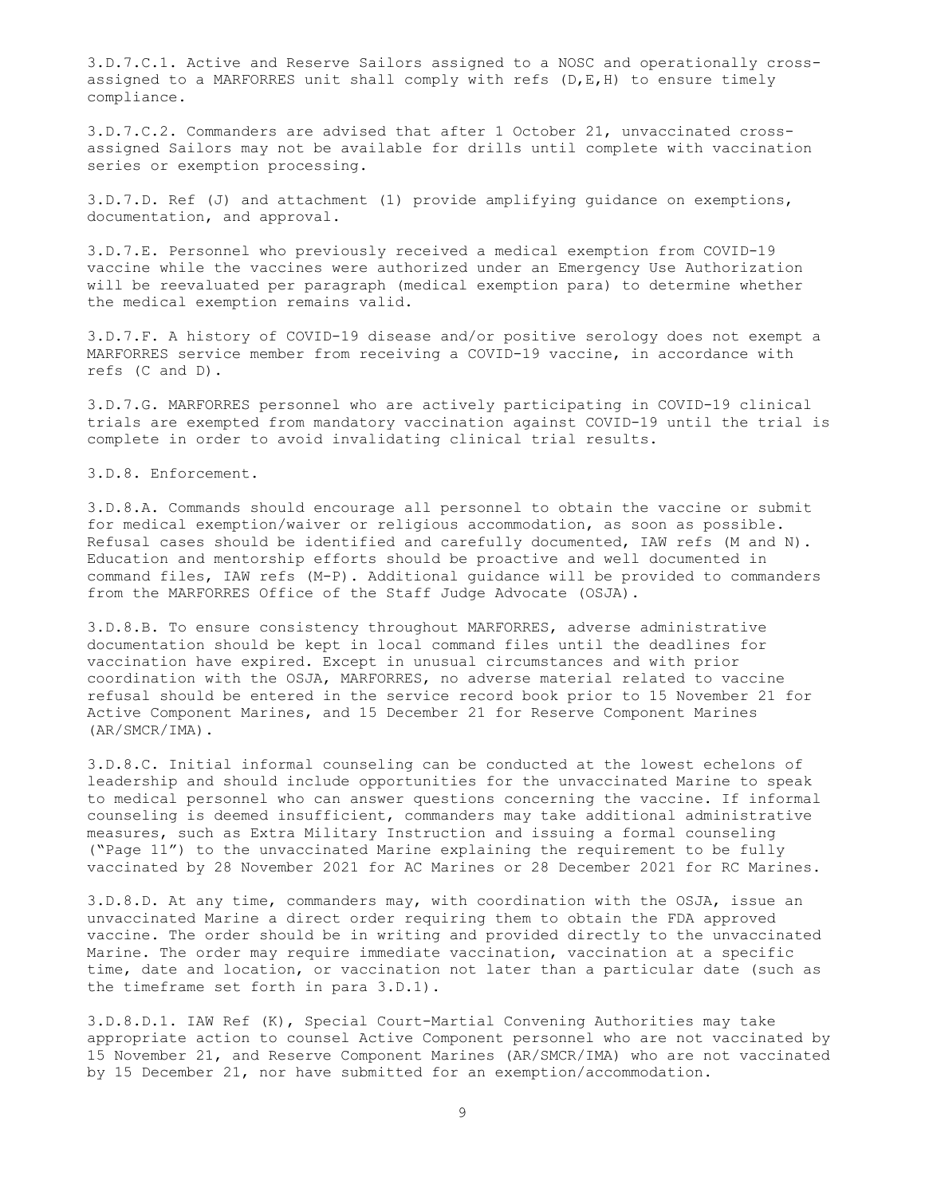3.D.7.C.1. Active and Reserve Sailors assigned to a NOSC and operationally cross-assigned to a MARFORRES unit shall comply with refs (D,E,H) to ensure timely compliance.

3.D.7.C.2. Commanders are advised that after 1 October 21, unvaccinated cross-assigned Sailors may not be available for drills until complete with vaccination series or exemption processing.

3.D.7.D. Ref (J) and attachment (1) provide amplifying guidance on exemptions, documentation, and approval.

3.D.7.E. Personnel who previously received a medical exemption from COVID-19 vaccine while the vaccines were authorized under an Emergency Use Authorization will be reevaluated per paragraph (medical exemption para) to determine whether the medical exemption remains valid.

3.D.7.F. A history of COVID-19 disease and/or positive serology does not exempt a MARFORRES service member from receiving a COVID-19 vaccine, in accordance with refs (C and D).

3.D.7.G. MARFORRES personnel who are actively participating in COVID-19 clinical trials are exempted from mandatory vaccination against COVID-19 until the trial is complete in order to avoid invalidating clinical trial results.

3.D.8. Enforcement.

3.D.8.A. Commands should encourage all personnel to obtain the vaccine or submit for medical exemption/waiver or religious accommodation, as soon as possible. Refusal cases should be identified and carefully documented, IAW refs (M and N). Education and mentorship efforts should be proactive and well documented in command files, IAW refs (M-P). Additional guidance will be provided to commanders from the MARFORRES Office of the Staff Judge Advocate (OSJA).

3.D.8.B. To ensure consistency throughout MARFORRES, adverse administrative documentation should be kept in local command files until the deadlines for vaccination have expired. Except in unusual circumstances and with prior coordination with the OSJA, MARFORRES, no adverse material related to vaccine refusal should be entered in the service record book prior to 15 November 21 for Active Component Marines, and 15 December 21 for Reserve Component Marines (AR/SMCR/IMA).

3.D.8.C. Initial informal counseling can be conducted at the lowest echelons of leadership and should include opportunities for the unvaccinated Marine to speak to medical personnel who can answer questions concerning the vaccine. If informal counseling is deemed insufficient, commanders may take additional administrative measures, such as Extra Military Instruction and issuing a formal counseling ("Page 11") to the unvaccinated Marine explaining the requirement to be fully vaccinated by 28 November 2021 for AC Marines or 28 December 2021 for RC Marines.

3.D.8.D. At any time, commanders may, with coordination with the OSJA, issue an unvaccinated Marine a direct order requiring them to obtain the FDA approved vaccine. The order should be in writing and provided directly to the unvaccinated Marine. The order may require immediate vaccination, vaccination at a specific time, date and location, or vaccination not later than a particular date (such as the timeframe set forth in para 3.D.1).

3.D.8.D.1. IAW Ref (K), Special Court-Martial Convening Authorities may take appropriate action to counsel Active Component personnel who are not vaccinated by 15 November 21, and Reserve Component Marines (AR/SMCR/IMA) who are not vaccinated by 15 December 21, nor have submitted for an exemption/accommodation.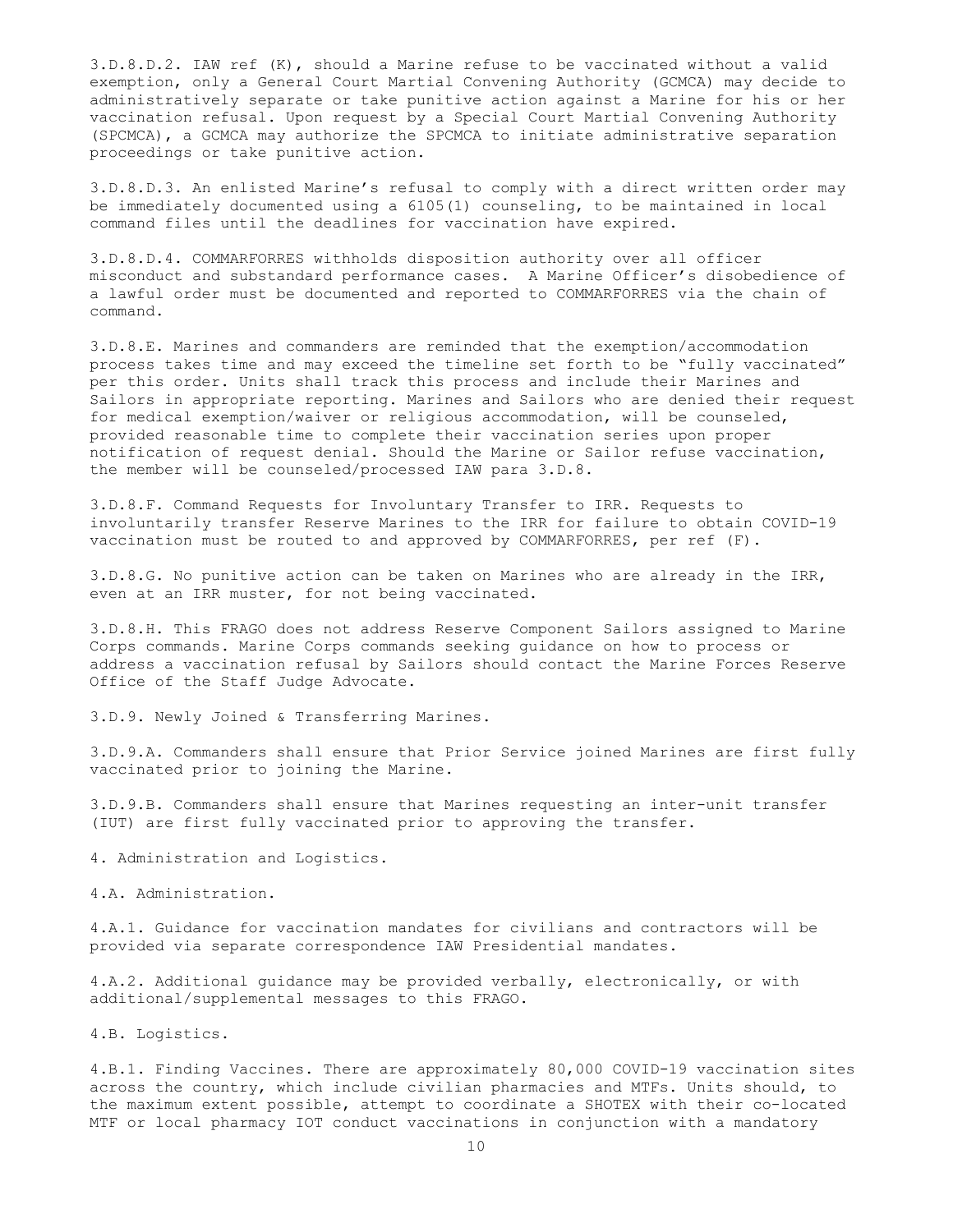3.D.8.D.2. IAW ref (K), should a Marine refuse to be vaccinated without a valid exemption, only a General Court Martial Convening Authority (GCMCA) may decide to administratively separate or take punitive action against a Marine for his or her vaccination refusal. Upon request by a Special Court Martial Convening Authority (SPCMCA), a GCMCA may authorize the SPCMCA to initiate administrative separation proceedings or take punitive action.

3.D.8.D.3. An enlisted Marine's refusal to comply with a direct written order may be immediately documented using a 6105(1) counseling, to be maintained in local command files until the deadlines for vaccination have expired.

3.D.8.D.4. COMMARFORRES withholds disposition authority over all officer misconduct and substandard performance cases. A Marine Officer's disobedience of a lawful order must be documented and reported to COMMARFORRES via the chain of command.

3.D.8.E. Marines and commanders are reminded that the exemption/accommodation process takes time and may exceed the timeline set forth to be "fully vaccinated" per this order. Units shall track this process and include their Marines and Sailors in appropriate reporting. Marines and Sailors who are denied their request for medical exemption/waiver or religious accommodation, will be counseled, provided reasonable time to complete their vaccination series upon proper notification of request denial. Should the Marine or Sailor refuse vaccination, the member will be counseled/processed IAW para 3.D.8.

3.D.8.F. Command Requests for Involuntary Transfer to IRR. Requests to involuntarily transfer Reserve Marines to the IRR for failure to obtain COVID-19 vaccination must be routed to and approved by COMMARFORRES, per ref (F).

3.D.8.G. No punitive action can be taken on Marines who are already in the IRR, even at an IRR muster, for not being vaccinated.

3.D.8.H. This FRAGO does not address Reserve Component Sailors assigned to Marine Corps commands. Marine Corps commands seeking guidance on how to process or address a vaccination refusal by Sailors should contact the Marine Forces Reserve Office of the Staff Judge Advocate.

3.D.9. Newly Joined & Transferring Marines.

3.D.9.A. Commanders shall ensure that Prior Service joined Marines are first fully vaccinated prior to joining the Marine.

3.D.9.B. Commanders shall ensure that Marines requesting an inter-unit transfer (IUT) are first fully vaccinated prior to approving the transfer.

4. Administration and Logistics.

4.A. Administration.

4.A.1. Guidance for vaccination mandates for civilians and contractors will be provided via separate correspondence IAW Presidential mandates.

4.A.2. Additional guidance may be provided verbally, electronically, or with additional/supplemental messages to this FRAGO.

4.B. Logistics.

4.B.1. Finding Vaccines. There are approximately 80,000 COVID-19 vaccination sites across the country, which include civilian pharmacies and MTFs. Units should, to the maximum extent possible, attempt to coordinate a SHOTEX with their co-located MTF or local pharmacy IOT conduct vaccinations in conjunction with a mandatory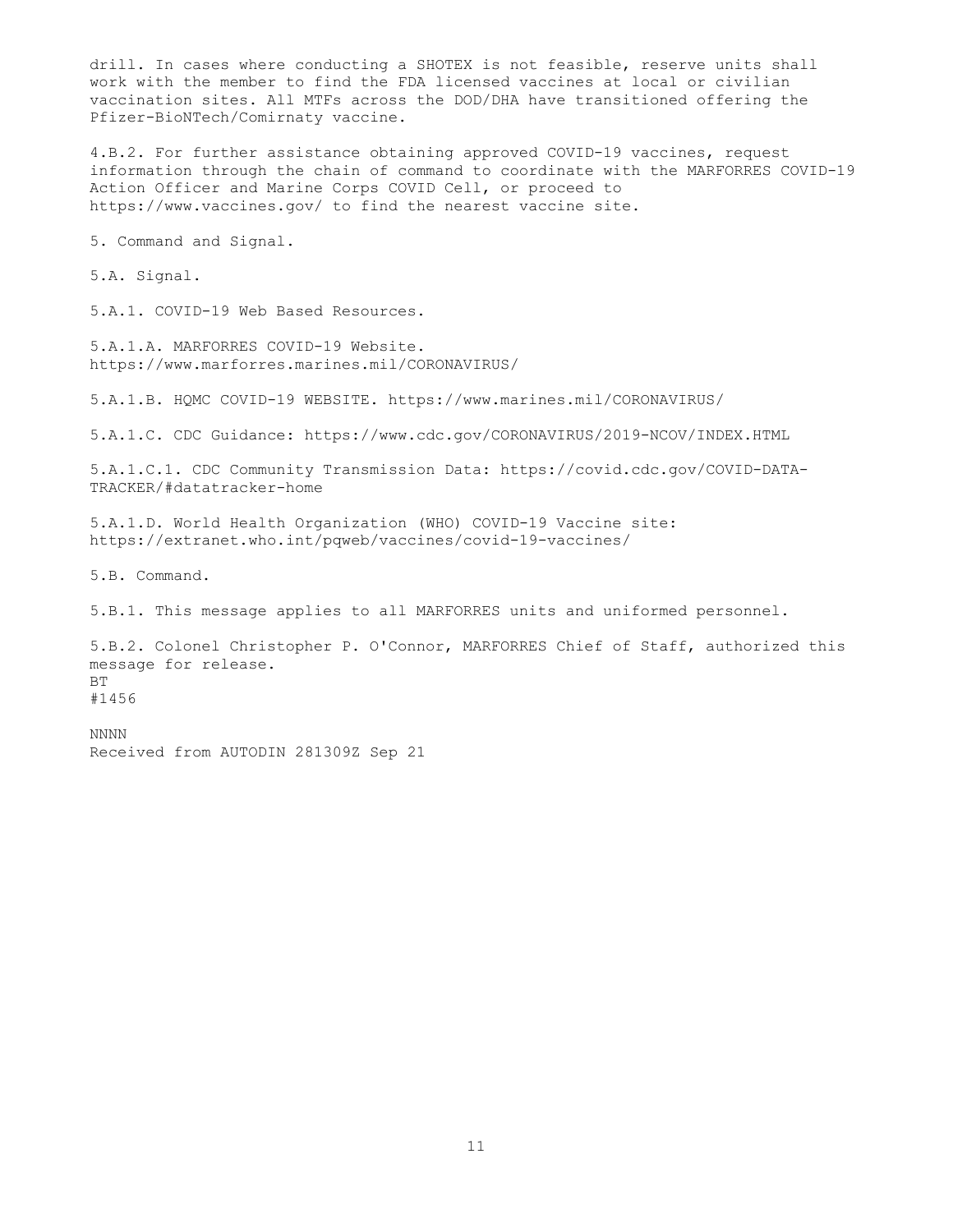drill. In cases where conducting a SHOTEX is not feasible, reserve units shall work with the member to find the FDA licensed vaccines at local or civilian vaccination sites. All MTFs across the DOD/DHA have transitioned offering the Pfizer-BioNTech/Comirnaty vaccine.

4.B.2. For further assistance obtaining approved COVID-19 vaccines, request information through the chain of command to coordinate with the MARFORRES COVID-19 Action Officer and Marine Corps COVID Cell, or proceed to https://www.vaccines.gov/ to find the nearest vaccine site.

5. Command and Signal.

5.A. Signal.

5.A.1. COVID-19 Web Based Resources.

5.A.1.A. MARFORRES COVID-19 Website. https://www.marforres.marines.mil/CORONAVIRUS/

5.A.1.B. HQMC COVID-19 WEBSITE. https://www.marines.mil/CORONAVIRUS/

5.A.1.C. CDC Guidance: https://www.cdc.gov/CORONAVIRUS/2019-NCOV/INDEX.HTML

5.A.1.C.1. CDC Community Transmission Data: https://covid.cdc.gov/COVID-DATA-TRACKER/#datatracker-home

5.A.1.D. World Health Organization (WHO) COVID-19 Vaccine site: https://extranet.who.int/pqweb/vaccines/covid-19-vaccines/

5.B. Command.

5.B.1. This message applies to all MARFORRES units and uniformed personnel.

5.B.2. Colonel Christopher P. O'Connor, MARFORRES Chief of Staff, authorized this message for release.
BT
#1456

NNNN
Received from AUTODIN 281309Z Sep 21